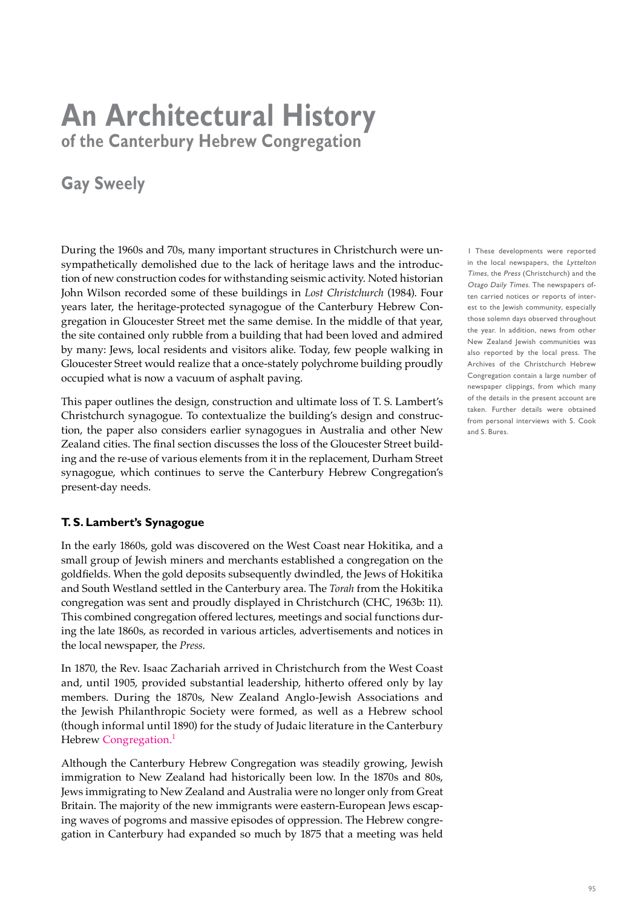# An Architectural History

## of the Canterbury Hebrew Congregation

### Gay Sweely

During the 1960s and 70s, many important structures in Christchurch were unsympathetically demolished due to the lack of heritage laws and the introduction of new construction codes for withstanding seismic activity. Noted historian John Wilson recorded some of these buildings in *Lost Christchurch* (1984). Four years later, the heritage-protected synagogue of the Canterbury Hebrew Congregation in Gloucester Street met the same demise. In the middle of that year, the site contained only rubble from a building that had been loved and admired by many: Jews, local residents and visitors alike. Today, few people walking in Gloucester Street would realize that a once-stately polychrome building proudly occupied what is now a vacuum of asphalt paving.

This paper outlines the design, construction and ultimate loss of T. S. Lambert's Christchurch synagogue. To contextualize the building's design and construction, the paper also considers earlier synagogues in Australia and other New Zealand cities. The final section discusses the loss of the Gloucester Street building and the re-use of various elements from it in the replacement, Durham Street synagogue, which continues to serve the Canterbury Hebrew Congregation's present-day needs.

### T. S. Lambert's Synagogue

In the early 1860s, gold was discovered on the West Coast near Hokitika, and a small group of Jewish miners and merchants established a congregation on the goldfields. When the gold deposits subsequently dwindled, the Jews of Hokitika and South Westland settled in the Canterbury area. The *Torah* from the Hokitika congregation was sent and proudly displayed in Christchurch (CHC, 1963b: 11). This combined congregation offered lectures, meetings and social functions during the late 1860s, as recorded in various articles, advertisements and notices in the local newspaper, the *Press*.

In 1870, the Rev. Isaac Zachariah arrived in Christchurch from the West Coast and, until 1905, provided substantial leadership, hitherto offered only by lay members. During the 1870s, New Zealand Anglo-Jewish Associations and the Jewish Philanthropic Society were formed, as well as a Hebrew school (though informal until 1890) for the study of Judaic literature in the Canterbury Hebrew Congregation.[1]

Although the Canterbury Hebrew Congregation was steadily growing, Jewish immigration to New Zealand had historically been low. In the 1870s and 80s, Jews immigrating to New Zealand and Australia were no longer only from Great Britain. The majority of the new immigrants were eastern-European Jews escaping waves of pogroms and massive episodes of oppression. The Hebrew congregation in Canterbury had expanded so much by 1875 that a meeting was held

1 These developments were reported in the local newspapers, the *Lyttelton Times*, the *Press* (Christchurch) and the *Otago Daily Times*. The newspapers often carried notices or reports of interest to the Jewish community, especially those solemn days observed throughout the year. In addition, news from other New Zealand Jewish communities was also reported by the local press. The Archives of the Christchurch Hebrew Congregation contain a large number of newspaper clippings, from which many of the details in the present account are taken. Further details were obtained from personal interviews with S. Cook and S. Bures.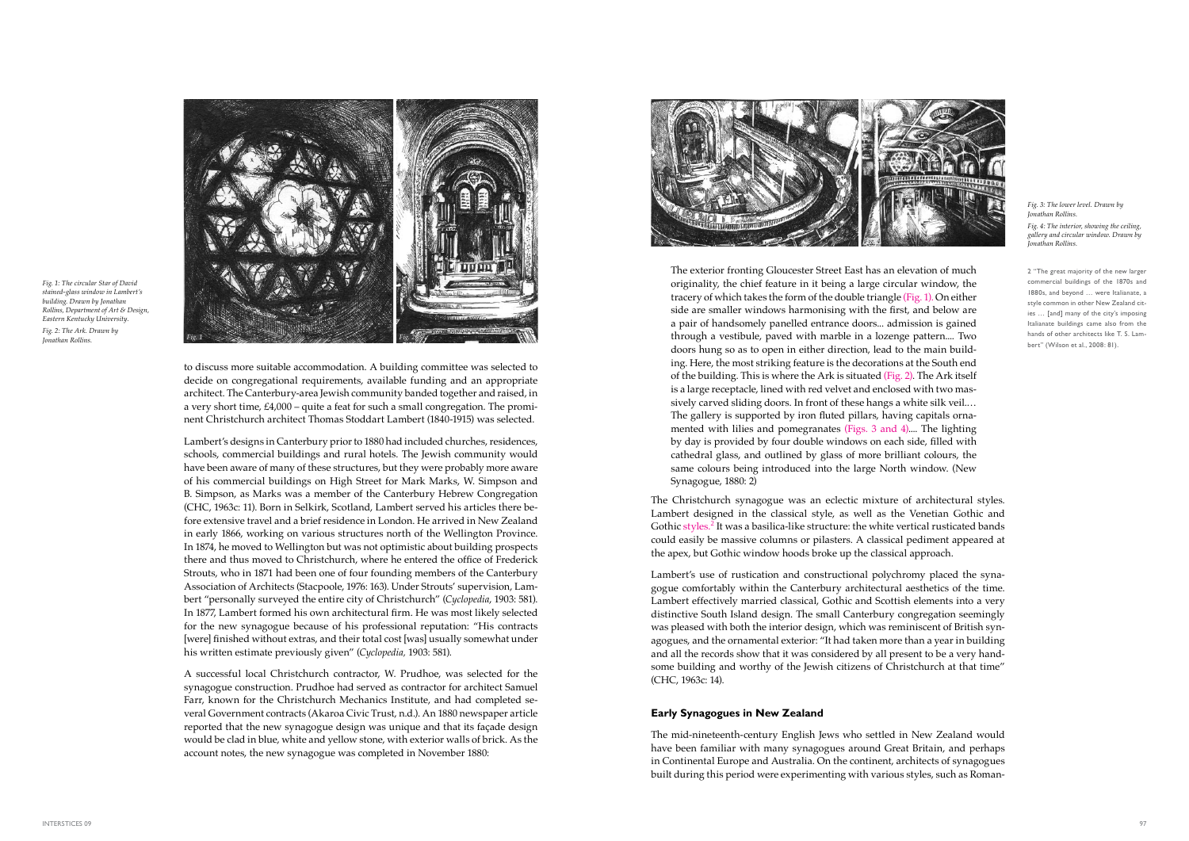Fig. 1: The circular Star of David stained-glass window in Lambert's building. Drawn by Jonathan Rollins, Department of Art & Design, Eastern Kentucky University.

Fig. 2: The Ark. Drawn by Jonathan Rollins.

to discuss more suitable accommodation. A building committee was selected to decide on congregational requirements, available funding and an appropriate architect. The Canterbury-area Jewish community banded together and raised, in a very short time, £4,000 – quite a feat for such a small congregation. The prominent Christchurch architect Thomas Stoddart Lambert (1840-1915) was selected.

Lambert's designs in Canterbury prior to 1880 had included churches, residences, schools, commercial buildings and rural hotels. The Jewish community would have been aware of many of these structures, but they were probably more aware of his commercial buildings on High Street for Mark Marks, W. Simpson and B. Simpson, as Marks was a member of the Canterbury Hebrew Congregation (CHC, 1963c: 11). Born in Selkirk, Scotland, Lambert served his articles there before extensive travel and a brief residence in London. He arrived in New Zealand in early 1866, working on various structures north of the Wellington Province. In 1874, he moved to Wellington but was not optimistic about building prospects there and thus moved to Christchurch, where he entered the office of Frederick Strouts, who in 1871 had been one of four founding members of the Canterbury Association of Architects (Stacpoole, 1976: 163). Under Strouts' supervision, Lambert "personally surveyed the entire city of Christchurch" (*Cyclopedia*, 1903: 581). In 1877, Lambert formed his own architectural firm. He was most likely selected for the new synagogue because of his professional reputation: "His contracts [were] finished without extras, and their total cost [was] usually somewhat under his written estimate previously given" (*Cyclopedia*, 1903: 581).

A successful local Christchurch contractor, W. Prudhoe, was selected for the synagogue construction. Prudhoe had served as contractor for architect Samuel Farr, known for the Christchurch Mechanics Institute, and had completed several Government contracts (Akaroa Civic Trust, n.d.). An 1880 newspaper article reported that the new synagogue design was unique and that its façade design would be clad in blue, white and yellow stone, with exterior walls of brick. As the account notes, the new synagogue was completed in November 1880:

Fig. 3: The lower level. Drawn by Jonathan Rollins.

Fig. 4: The interior, showing the ceiling, gallery and circular window. Drawn by Jonathan Rollins.

> The exterior fronting Gloucester Street East has an elevation of much originality, the chief feature in it being a large circular window, the tracery of which takes the form of the double triangle (Fig. 1). On either side are smaller windows harmonising with the first, and below are a pair of handsomely panelled entrance doors... admission is gained through a vestibule, paved with marble in a lozenge pattern.... Two doors hung so as to open in either direction, lead to the main building. Here, the most striking feature is the decorations at the South end of the building. This is where the Ark is situated (Fig. 2). The Ark itself is a large receptacle, lined with red velvet and enclosed with two massively carved sliding doors. In front of these hangs a white silk veil.… The gallery is supported by iron fluted pillars, having capitals ornamented with lilies and pomegranates (Figs. 3 and 4).... The lighting by day is provided by four double windows on each side, filled with cathedral glass, and outlined by glass of more brilliant colours, the same colours being introduced into the large North window. (New Synagogue, 1880: 2)

The Christchurch synagogue was an eclectic mixture of architectural styles. Lambert designed in the classical style, as well as the Venetian Gothic and Gothic styles.[2] It was a basilica-like structure: the white vertical rusticated bands could easily be massive columns or pilasters. A classical pediment appeared at the apex, but Gothic window hoods broke up the classical approach.

Lambert's use of rustication and constructional polychromy placed the synagogue comfortably within the Canterbury architectural aesthetics of the time. Lambert effectively married classical, Gothic and Scottish elements into a very distinctive South Island design. The small Canterbury congregation seemingly was pleased with both the interior design, which was reminiscent of British synagogues, and the ornamental exterior: "It had taken more than a year in building and all the records show that it was considered by all present to be a very handsome building and worthy of the Jewish citizens of Christchurch at that time" (CHC, 1963c: 14).

### Early Synagogues in New Zealand

The mid-nineteenth-century English Jews who settled in New Zealand would have been familiar with many synagogues around Great Britain, and perhaps in Continental Europe and Australia. On the continent, architects of synagogues built during this period were experimenting with various styles, such as Roman-

2 "The great majority of the new larger commercial buildings of the 1870s and 1880s, and beyond … were Italianate, a style common in other New Zealand cities … [and] many of the city's imposing Italianate buildings came also from the hands of other architects like T. S. Lambert" (Wilson et al., 2008: 81).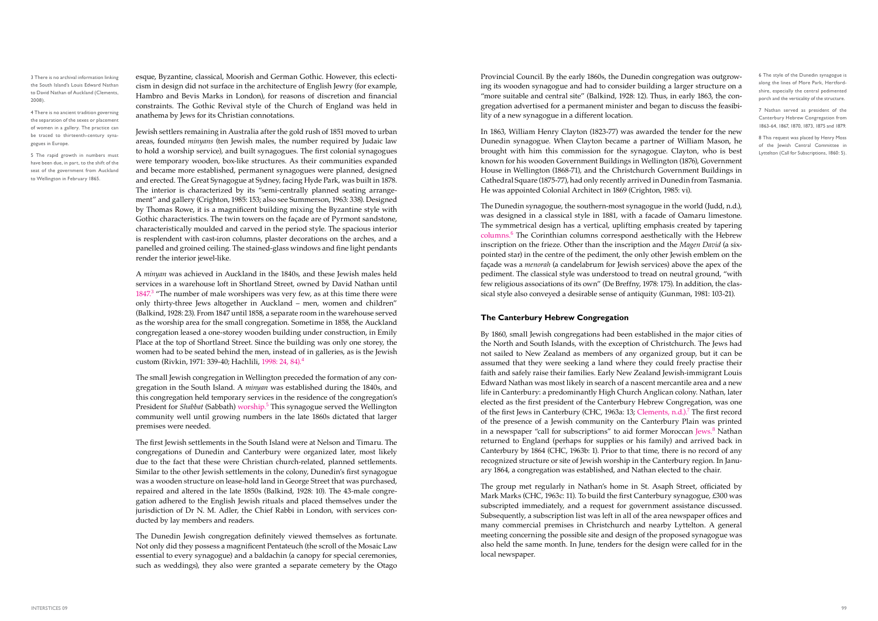esque, Byzantine, classical, Moorish and German Gothic. However, this eclecticism in design did not surface in the architecture of English Jewry (for example, Hambro and Bevis Marks in London), for reasons of discretion and financial constraints. The Gothic Revival style of the Church of England was held in anathema by Jews for its Christian connotations.

Jewish settlers remaining in Australia after the gold rush of 1851 moved to urban areas, founded *minyans* (ten Jewish males, the number required by Judaic law to hold a worship service), and built synagogues. The first colonial synagogues were temporary wooden, box-like structures. As their communities expanded and became more established, permanent synagogues were planned, designed and erected. The Great Synagogue at Sydney, facing Hyde Park, was built in 1878. The interior is characterized by its "semi-centrally planned seating arrangement" and gallery (Crighton, 1985: 153; also see Summerson, 1963: 338). Designed by Thomas Rowe, it is a magnificent building mixing the Byzantine style with Gothic characteristics. The twin towers on the façade are of Pyrmont sandstone, characteristically moulded and carved in the period style. The spacious interior is resplendent with cast-iron columns, plaster decorations on the arches, and a panelled and groined ceiling. The stained-glass windows and fine light pendants render the interior jewel-like.

A *minyan* was achieved in Auckland in the 1840s, and these Jewish males held services in a warehouse loft in Shortland Street, owned by David Nathan until 1847.[3] "The number of male worshipers was very few, as at this time there were only thirty-three Jews altogether in Auckland – men, women and children" (Balkind, 1928: 23). From 1847 until 1858, a separate room in the warehouse served as the worship area for the small congregation. Sometime in 1858, the Auckland congregation leased a one-storey wooden building under construction, in Emily Place at the top of Shortland Street. Since the building was only one storey, the women had to be seated behind the men, instead of in galleries, as is the Jewish custom (Rivkin, 1971: 339-40; Hachlili, 1998: 24, 84).[4]

The small Jewish congregation in Wellington preceded the formation of any congregation in the South Island. A *minyan* was established during the 1840s, and this congregation held temporary services in the residence of the congregation's President for *Shabbat* (Sabbath) worship.[5] This synagogue served the Wellington community well until growing numbers in the late 1860s dictated that larger premises were needed.

The first Jewish settlements in the South Island were at Nelson and Timaru. The congregations of Dunedin and Canterbury were organized later, most likely due to the fact that these were Christian church-related, planned settlements. Similar to the other Jewish settlements in the colony, Dunedin's first synagogue was a wooden structure on lease-hold land in George Street that was purchased, repaired and altered in the late 1850s (Balkind, 1928: 10). The 43-male congregation adhered to the English Jewish rituals and placed themselves under the jurisdiction of Dr N. M. Adler, the Chief Rabbi in London, with services conducted by lay members and readers.

The Dunedin Jewish congregation definitely viewed themselves as fortunate. Not only did they possess a magnificent Pentateuch (the scroll of the Mosaic Law essential to every synagogue) and a baldachin (a canopy for special ceremonies, such as weddings), they also were granted a separate cemetery by the Otago Provincial Council. By the early 1860s, the Dunedin congregation was outgrowing its wooden synagogue and had to consider building a larger structure on a "more suitable and central site" (Balkind, 1928: 12). Thus, in early 1863, the congregation advertised for a permanent minister and began to discuss the feasibility of a new synagogue in a different location.

In 1863, William Henry Clayton (1823-77) was awarded the tender for the new Dunedin synagogue. When Clayton became a partner of William Mason, he brought with him this commission for the synagogue. Clayton, who is best known for his wooden Government Buildings in Wellington (1876), Government House in Wellington (1868-71), and the Christchurch Government Buildings in Cathedral Square (1875-77), had only recently arrived in Dunedin from Tasmania. He was appointed Colonial Architect in 1869 (Crighton, 1985: vi).

The Dunedin synagogue, the southern-most synagogue in the world (Judd, n.d.), was designed in a classical style in 1881, with a facade of Oamaru limestone. The symmetrical design has a vertical, uplifting emphasis created by tapering columns.[6] The Corinthian columns correspond aesthetically with the Hebrew inscription on the frieze. Other than the inscription and the *Magen David* (a six-pointed star) in the centre of the pediment, the only other Jewish emblem on the façade was a *menorah* (a candelabrum for Jewish services) above the apex of the pediment. The classical style was understood to tread on neutral ground, "with few religious associations of its own" (De Breffny, 1978: 175). In addition, the classical style also conveyed a desirable sense of antiquity (Gunman, 1981: 103-21).

## The Canterbury Hebrew Congregation

By 1860, small Jewish congregations had been established in the major cities of the North and South Islands, with the exception of Christchurch. The Jews had not sailed to New Zealand as members of any organized group, but it can be assumed that they were seeking a land where they could freely practise their faith and safely raise their families. Early New Zealand Jewish-immigrant Louis Edward Nathan was most likely in search of a nascent mercantile area and a new life in Canterbury: a predominantly High Church Anglican colony. Nathan, later elected as the first president of the Canterbury Hebrew Congregation, was one of the first Jews in Canterbury (CHC, 1963a: 13; Clements, n.d.).[7] The first record of the presence of a Jewish community on the Canterbury Plain was printed in a newspaper "call for subscriptions" to aid former Moroccan Jews.[8] Nathan returned to England (perhaps for supplies or his family) and arrived back in Canterbury by 1864 (CHC, 1963b: 1). Prior to that time, there is no record of any recognized structure or site of Jewish worship in the Canterbury region. In January 1864, a congregation was established, and Nathan elected to the chair.

The group met regularly in Nathan's home in St. Asaph Street, officiated by Mark Marks (CHC, 1963c: 11). To build the first Canterbury synagogue, £300 was subscripted immediately, and a request for government assistance discussed. Subsequently, a subscription list was left in all of the area newspaper offices and many commercial premises in Christchurch and nearby Lyttelton. A general meeting concerning the possible site and design of the proposed synagogue was also held the same month. In June, tenders for the design were called for in the local newspaper.

---

3 There is no archival information linking the South Island's Louis Edward Nathan to David Nathan of Auckland (Clements, 2008).

4 There is no ancient tradition governing the separation of the sexes or placement of women in a gallery. The practice can be traced to thirteenth-century synagogues in Europe.

5 The rapid growth in numbers must have been due, in part, to the shift of the seat of the government from Auckland to Wellington in February 1865.

6 The style of the Dunedin synagogue is along the lines of More Park, Hertfordshire, especially the central pedimented porch and the verticality of the structure.

7 Nathan served as president of the Canterbury Hebrew Congregation from 1863-64, 1867, 1870, 1873, 1875 and 1879.

8 This request was placed by Henry Moss of the Jewish Central Committee in Lyttelton (Call for Subscriptions, 1860: 5).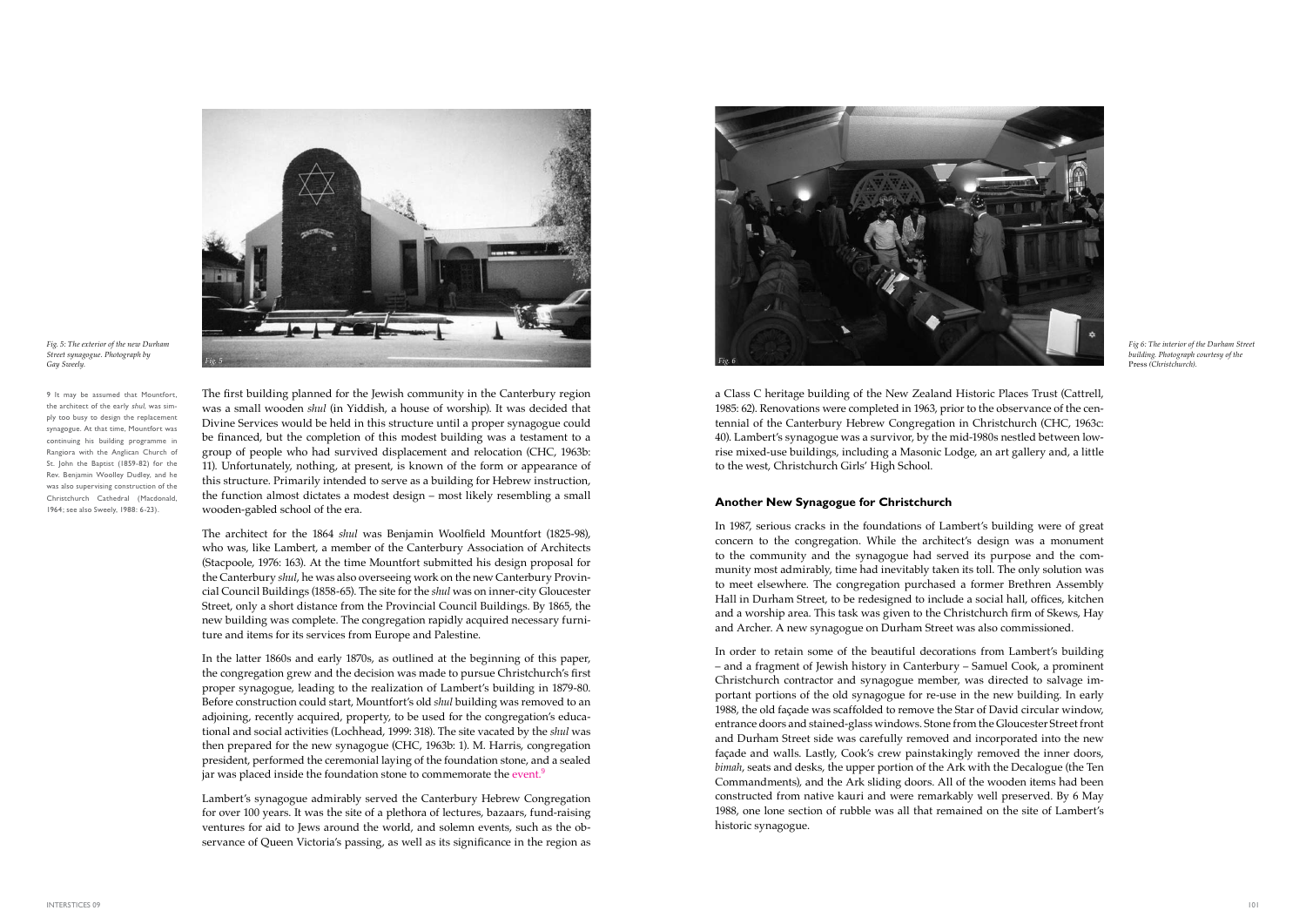Fig. 5: The exterior of the new Durham Street synagogue. Photograph by Gay Sweely.

9 It may be assumed that Mountfort, the architect of the early *shul*, was simply too busy to design the replacement synagogue. At that time, Mountfort was continuing his building programme in Rangiora with the Anglican Church of St. John the Baptist (1859-82) for the Rev. Benjamin Woolley Dudley, and he was also supervising construction of the Christchurch Cathedral (Macdonald, 1964; see also Sweely, 1988: 6-23).

The first building planned for the Jewish community in the Canterbury region was a small wooden *shul* (in Yiddish, a house of worship). It was decided that Divine Services would be held in this structure until a proper synagogue could be financed, but the completion of this modest building was a testament to a group of people who had survived displacement and relocation (CHC, 1963b: 11). Unfortunately, nothing, at present, is known of the form or appearance of this structure. Primarily intended to serve as a building for Hebrew instruction, the function almost dictates a modest design – most likely resembling a small wooden-gabled school of the era.

The architect for the 1864 *shul* was Benjamin Woolfield Mountfort (1825-98), who was, like Lambert, a member of the Canterbury Association of Architects (Stacpoole, 1976: 163). At the time Mountfort submitted his design proposal for the Canterbury *shul*, he was also overseeing work on the new Canterbury Provincial Council Buildings (1858-65). The site for the *shul* was on inner-city Gloucester Street, only a short distance from the Provincial Council Buildings. By 1865, the new building was complete. The congregation rapidly acquired necessary furniture and items for its services from Europe and Palestine.

In the latter 1860s and early 1870s, as outlined at the beginning of this paper, the congregation grew and the decision was made to pursue Christchurch's first proper synagogue, leading to the realization of Lambert's building in 1879-80. Before construction could start, Mountfort's old *shul* building was removed to an adjoining, recently acquired, property, to be used for the congregation's educational and social activities (Lochhead, 1999: 318). The site vacated by the *shul* was then prepared for the new synagogue (CHC, 1963b: 1). M. Harris, congregation president, performed the ceremonial laying of the foundation stone, and a sealed jar was placed inside the foundation stone to commemorate the event.[9]

Lambert's synagogue admirably served the Canterbury Hebrew Congregation for over 100 years. It was the site of a plethora of lectures, bazaars, fund-raising ventures for aid to Jews around the world, and solemn events, such as the observance of Queen Victoria's passing, as well as its significance in the region as a Class C heritage building of the New Zealand Historic Places Trust (Cattrell, 1985: 62). Renovations were completed in 1963, prior to the observance of the centennial of the Canterbury Hebrew Congregation in Christchurch (CHC, 1963c: 40). Lambert's synagogue was a survivor, by the mid-1980s nestled between low-rise mixed-use buildings, including a Masonic Lodge, an art gallery and, a little to the west, Christchurch Girls' High School.

Fig 6: The interior of the Durham Street building. Photograph courtesy of the Press (Christchurch).

## Another New Synagogue for Christchurch

In 1987, serious cracks in the foundations of Lambert's building were of great concern to the congregation. While the architect's design was a monument to the community and the synagogue had served its purpose and the community most admirably, time had inevitably taken its toll. The only solution was to meet elsewhere. The congregation purchased a former Brethren Assembly Hall in Durham Street, to be redesigned to include a social hall, offices, kitchen and a worship area. This task was given to the Christchurch firm of Skews, Hay and Archer. A new synagogue on Durham Street was also commissioned.

In order to retain some of the beautiful decorations from Lambert's building – and a fragment of Jewish history in Canterbury – Samuel Cook, a prominent Christchurch contractor and synagogue member, was directed to salvage important portions of the old synagogue for re-use in the new building. In early 1988, the old façade was scaffolded to remove the Star of David circular window, entrance doors and stained-glass windows. Stone from the Gloucester Street front and Durham Street side was carefully removed and incorporated into the new façade and walls. Lastly, Cook's crew painstakingly removed the inner doors, *bimah*, seats and desks, the upper portion of the Ark with the Decalogue (the Ten Commandments), and the Ark sliding doors. All of the wooden items had been constructed from native kauri and were remarkably well preserved. By 6 May 1988, one lone section of rubble was all that remained on the site of Lambert's historic synagogue.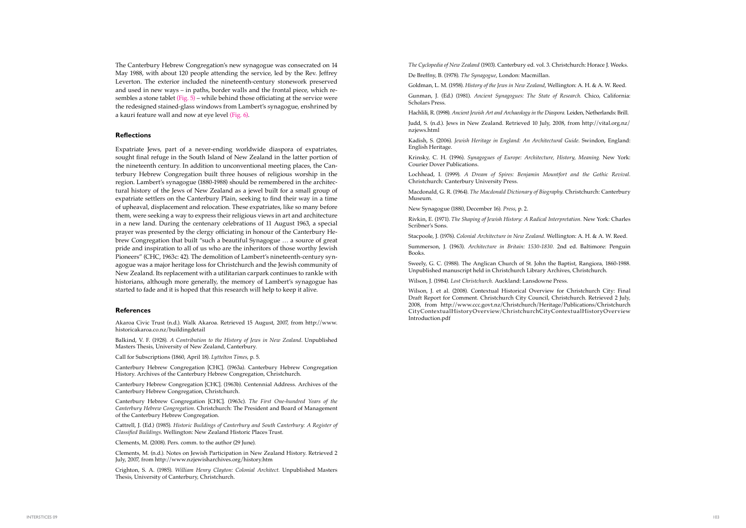The Canterbury Hebrew Congregation's new synagogue was consecrated on 14 May 1988, with about 120 people attending the service, led by the Rev. Jeffrey Leverton. The exterior included the nineteenth-century stonework preserved and used in new ways – in paths, border walls and the frontal piece, which resembles a stone tablet (Fig. 5) – while behind those officiating at the service were the redesigned stained-glass windows from Lambert's synagogue, enshrined by a kauri feature wall and now at eye level (Fig. 6).

## Reflections

Expatriate Jews, part of a never-ending worldwide diaspora of expatriates, sought final refuge in the South Island of New Zealand in the latter portion of the nineteenth century. In addition to unconventional meeting places, the Canterbury Hebrew Congregation built three houses of religious worship in the region. Lambert's synagogue (1880-1988) should be remembered in the architectural history of the Jews of New Zealand as a jewel built for a small group of expatriate settlers on the Canterbury Plain, seeking to find their way in a time of upheaval, displacement and relocation. These expatriates, like so many before them, were seeking a way to express their religious views in art and architecture in a new land. During the centenary celebrations of 11 August 1963, a special prayer was presented by the clergy officiating in honour of the Canterbury Hebrew Congregation that built "such a beautiful Synagogue … a source of great pride and inspiration to all of us who are the inheritors of those worthy Jewish Pioneers" (CHC, 1963c: 42). The demolition of Lambert's nineteenth-century synagogue was a major heritage loss for Christchurch and the Jewish community of New Zealand. Its replacement with a utilitarian carpark continues to rankle with historians, although more generally, the memory of Lambert's synagogue has started to fade and it is hoped that this research will help to keep it alive.

## References

Akaroa Civic Trust (n.d.). Walk Akaroa. Retrieved 15 August, 2007, from http://www.historicakaroa.co.nz/buildingdetail

Balkind, V. F. (1928). *A Contribution to the History of Jews in New Zealand*. Unpublished Masters Thesis, University of New Zealand, Canterbury.

Call for Subscriptions (1860, April 18). *Lyttelton Times*, p. 5.

Canterbury Hebrew Congregation [CHC]. (1963a). Canterbury Hebrew Congregation History. Archives of the Canterbury Hebrew Congregation, Christchurch.

Canterbury Hebrew Congregation [CHC]. (1963b). Centennial Address. Archives of the Canterbury Hebrew Congregation, Christchurch.

Canterbury Hebrew Congregation [CHC]. (1963c). *The First One-hundred Years of the Canterbury Hebrew Congregation*. Christchurch: The President and Board of Management of the Canterbury Hebrew Congregation.

Cattrell, J. (Ed.) (1985). *Historic Buildings of Canterbury and South Canterbury: A Register of Classified Buildings*. Wellington: New Zealand Historic Places Trust.

Clements, M. (2008). Pers. comm. to the author (29 June).

Clements, M. (n.d.). Notes on Jewish Participation in New Zealand History. Retrieved 2 July, 2007, from http://www.nzjewisharchives.org/history.htm

Crighton, S. A. (1985). *William Henry Clayton: Colonial Architect.* Unpublished Masters Thesis, University of Canterbury, Christchurch.

*The Cyclopedia of New Zealand* (1903). Canterbury ed. vol. 3. Christchurch: Horace J. Weeks.

De Breffny, B. (1978). *The Synagogue*, London: Macmillan.

Goldman, L. M. (1958). *History of the Jews in New Zealand*, Wellington: A. H. & A. W. Reed.

Gunman, J. (Ed.) (1981). *Ancient Synagogues: The State of Research*. Chico, California: Scholars Press.

Hachlili, R. (1998). *Ancient Jewish Art and Archaeology in the Diaspora.* Leiden, Netherlands: Brill.

Judd, S. (n.d.). Jews in New Zealand. Retrieved 10 July, 2008, from http://vital.org.nz/nzjews.html

Kadish, S. (2006). *Jewish Heritage in England: An Architectural Guide*. Swindon, England: English Heritage.

Krinsky, C. H. (1996). *Synagogues of Europe: Architecture, History, Meaning.* New York: Courier Dover Publications.

Lochhead, I. (1999). *A Dream of Spires: Benjamin Mountfort and the Gothic Revival*. Christchurch: Canterbury University Press.

Macdonald, G. R. (1964). *The Macdonald Dictionary of Biography.* Christchurch: Canterbury Museum.

New Synagogue (1880, December 16). *Press*, p. 2.

Rivkin, E. (1971). *The Shaping of Jewish History: A Radical Interpretation.* New York: Charles Scribner's Sons.

Stacpoole, J. (1976). *Colonial Architecture in New Zealand.* Wellington: A. H. & A. W. Reed.

Summerson, J. (1963). *Architecture in Britain: 1530-1830.* 2nd ed. Baltimore: Penguin Books.

Sweely, G. C. (1988). The Anglican Church of St. John the Baptist, Rangiora, 1860-1988. Unpublished manuscript held in Christchurch Library Archives, Christchurch.

Wilson, J. (1984). *Lost Christchurch.* Auckland: Lansdowne Press.

Wilson, J. et al. (2008). Contextual Historical Overview for Christchurch City: Final Draft Report for Comment. Christchurch City Council, Christchurch. Retrieved 2 July, 2008, from http://www.ccc.govt.nz/Christchurch/Heritage/Publications/ChristchurchCityContextualHistoryOverview/ChristchurchCityContextualHistoryOverviewIntroduction.pdf